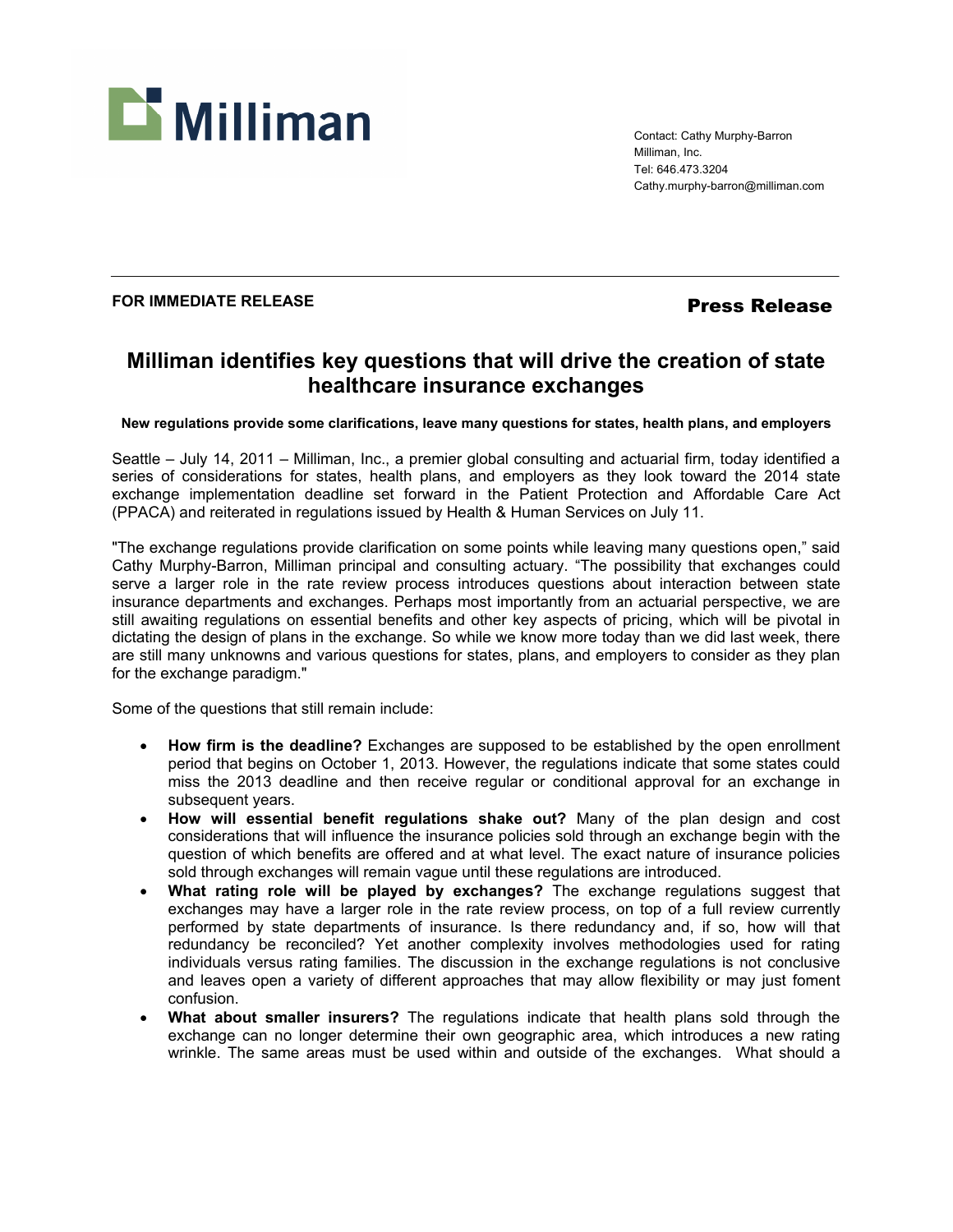Milliman

Contact: Cathy Murphy-Barron
Milliman, Inc.
Tel: 646.473.3204
Cathy.murphy-barron@milliman.com

**FOR IMMEDIATE RELEASE**

**Press Release**

# Milliman identifies key questions that will drive the creation of state healthcare insurance exchanges

**New regulations provide some clarifications, leave many questions for states, health plans, and employers**

Seattle – July 14, 2011 – Milliman, Inc., a premier global consulting and actuarial firm, today identified a series of considerations for states, health plans, and employers as they look toward the 2014 state exchange implementation deadline set forward in the Patient Protection and Affordable Care Act (PPACA) and reiterated in regulations issued by Health & Human Services on July 11.

"The exchange regulations provide clarification on some points while leaving many questions open," said Cathy Murphy-Barron, Milliman principal and consulting actuary. "The possibility that exchanges could serve a larger role in the rate review process introduces questions about interaction between state insurance departments and exchanges. Perhaps most importantly from an actuarial perspective, we are still awaiting regulations on essential benefits and other key aspects of pricing, which will be pivotal in dictating the design of plans in the exchange. So while we know more today than we did last week, there are still many unknowns and various questions for states, plans, and employers to consider as they plan for the exchange paradigm."

Some of the questions that still remain include:

- **How firm is the deadline?** Exchanges are supposed to be established by the open enrollment period that begins on October 1, 2013. However, the regulations indicate that some states could miss the 2013 deadline and then receive regular or conditional approval for an exchange in subsequent years.
- **How will essential benefit regulations shake out?** Many of the plan design and cost considerations that will influence the insurance policies sold through an exchange begin with the question of which benefits are offered and at what level. The exact nature of insurance policies sold through exchanges will remain vague until these regulations are introduced.
- **What rating role will be played by exchanges?** The exchange regulations suggest that exchanges may have a larger role in the rate review process, on top of a full review currently performed by state departments of insurance. Is there redundancy and, if so, how will that redundancy be reconciled? Yet another complexity involves methodologies used for rating individuals versus rating families. The discussion in the exchange regulations is not conclusive and leaves open a variety of different approaches that may allow flexibility or may just foment confusion.
- **What about smaller insurers?** The regulations indicate that health plans sold through the exchange can no longer determine their own geographic area, which introduces a new rating wrinkle. The same areas must be used within and outside of the exchanges. What should a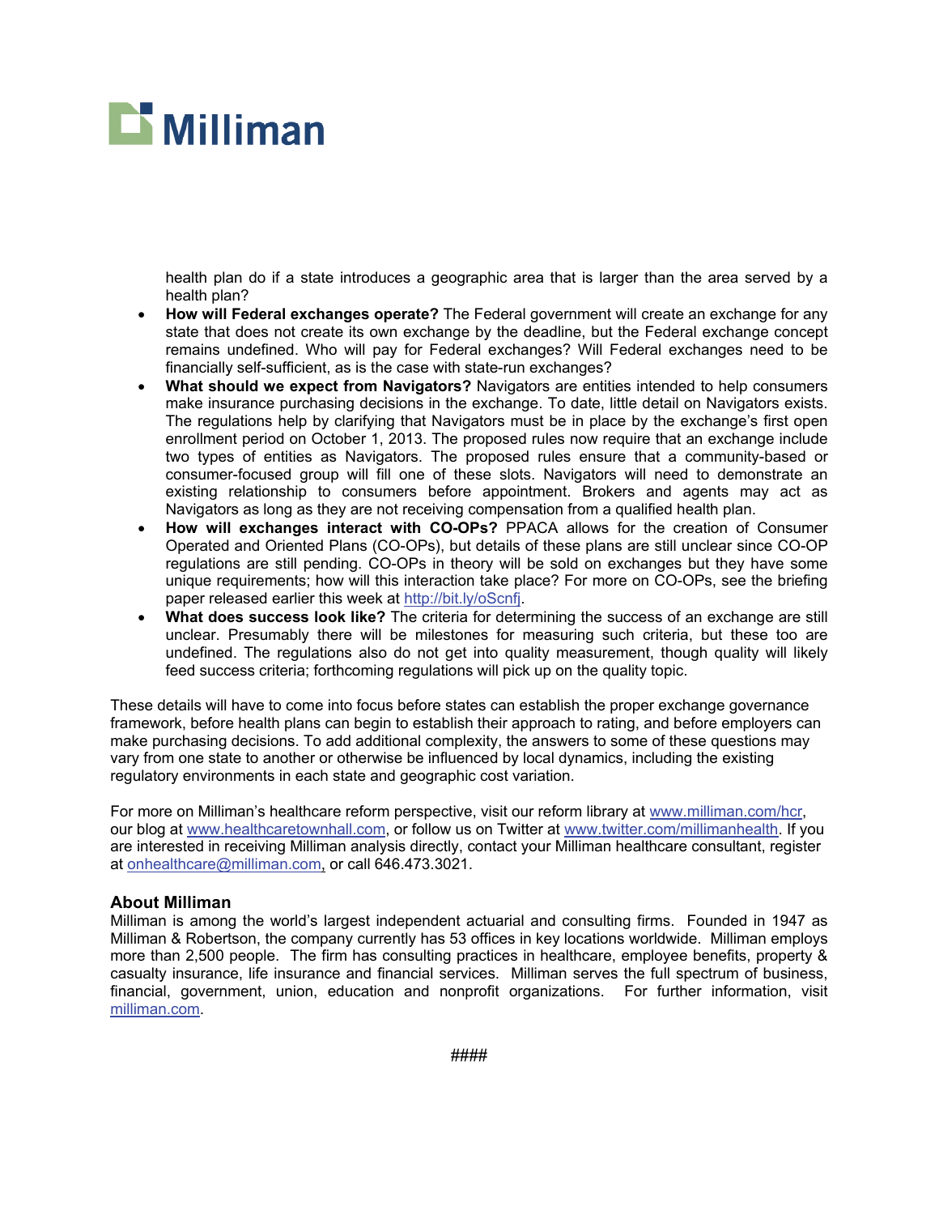health plan do if a state introduces a geographic area that is larger than the area served by a health plan?

- **How will Federal exchanges operate?** The Federal government will create an exchange for any state that does not create its own exchange by the deadline, but the Federal exchange concept remains undefined. Who will pay for Federal exchanges? Will Federal exchanges need to be financially self-sufficient, as is the case with state-run exchanges?
- **What should we expect from Navigators?** Navigators are entities intended to help consumers make insurance purchasing decisions in the exchange. To date, little detail on Navigators exists. The regulations help by clarifying that Navigators must be in place by the exchange's first open enrollment period on October 1, 2013. The proposed rules now require that an exchange include two types of entities as Navigators. The proposed rules ensure that a community-based or consumer-focused group will fill one of these slots. Navigators will need to demonstrate an existing relationship to consumers before appointment. Brokers and agents may act as Navigators as long as they are not receiving compensation from a qualified health plan.
- **How will exchanges interact with CO-OPs?** PPACA allows for the creation of Consumer Operated and Oriented Plans (CO-OPs), but details of these plans are still unclear since CO-OP regulations are still pending. CO-OPs in theory will be sold on exchanges but they have some unique requirements; how will this interaction take place? For more on CO-OPs, see the briefing paper released earlier this week at http://bit.ly/oScnfj.
- **What does success look like?** The criteria for determining the success of an exchange are still unclear. Presumably there will be milestones for measuring such criteria, but these too are undefined. The regulations also do not get into quality measurement, though quality will likely feed success criteria; forthcoming regulations will pick up on the quality topic.

These details will have to come into focus before states can establish the proper exchange governance framework, before health plans can begin to establish their approach to rating, and before employers can make purchasing decisions. To add additional complexity, the answers to some of these questions may vary from one state to another or otherwise be influenced by local dynamics, including the existing regulatory environments in each state and geographic cost variation.

For more on Milliman's healthcare reform perspective, visit our reform library at www.milliman.com/hcr, our blog at www.healthcaretownhall.com, or follow us on Twitter at www.twitter.com/millimanhealth. If you are interested in receiving Milliman analysis directly, contact your Milliman healthcare consultant, register at onhealthcare@milliman.com, or call 646.473.3021.

### About Milliman

Milliman is among the world's largest independent actuarial and consulting firms. Founded in 1947 as Milliman & Robertson, the company currently has 53 offices in key locations worldwide. Milliman employs more than 2,500 people. The firm has consulting practices in healthcare, employee benefits, property & casualty insurance, life insurance and financial services. Milliman serves the full spectrum of business, financial, government, union, education and nonprofit organizations. For further information, visit milliman.com.

####